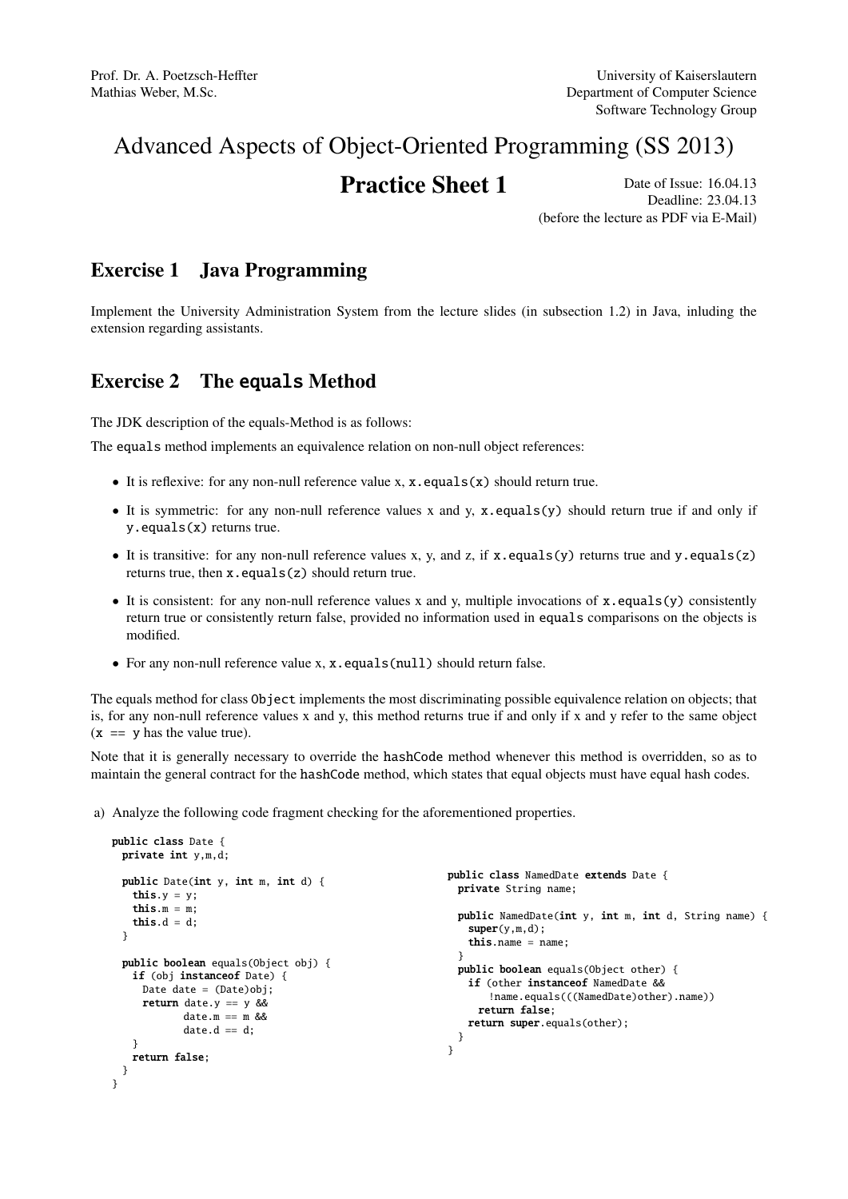Prof. Dr. A. Poetzsch-Heffter
Mathias Weber, M.Sc.

University of Kaiserslautern
Department of Computer Science
Software Technology Group

# Advanced Aspects of Object-Oriented Programming (SS 2013)

## Practice Sheet 1

Date of Issue: 16.04.13
Deadline: 23.04.13
(before the lecture as PDF via E-Mail)

## Exercise 1 Java Programming

Implement the University Administration System from the lecture slides (in subsection 1.2) in Java, inluding the extension regarding assistants.

## Exercise 2 The `equals` Method

The JDK description of the equals-Method is as follows:

The `equals` method implements an equivalence relation on non-null object references:

- It is reflexive: for any non-null reference value x, `x.equals(x)` should return true.
- It is symmetric: for any non-null reference values x and y, `x.equals(y)` should return true if and only if `y.equals(x)` returns true.
- It is transitive: for any non-null reference values x, y, and z, if `x.equals(y)` returns true and `y.equals(z)` returns true, then `x.equals(z)` should return true.
- It is consistent: for any non-null reference values x and y, multiple invocations of `x.equals(y)` consistently return true or consistently return false, provided no information used in `equals` comparisons on the objects is modified.
- For any non-null reference value x, `x.equals(null)` should return false.

The equals method for class `Object` implements the most discriminating possible equivalence relation on objects; that is, for any non-null reference values x and y, this method returns true if and only if x and y refer to the same object (`x == y` has the value true).

Note that it is generally necessary to override the `hashCode` method whenever this method is overridden, so as to maintain the general contract for the `hashCode` method, which states that equal objects must have equal hash codes.

a) Analyze the following code fragment checking for the aforementioned properties.

```java
public class Date {
  private int y,m,d;

  public Date(int y, int m, int d) {
    this.y = y;
    this.m = m;
    this.d = d;
  }

  public boolean equals(Object obj) {
    if (obj instanceof Date) {
      Date date = (Date)obj;
      return date.y == y &&
             date.m == m &&
             date.d == d;
    }
    return false;
  }
}
```

```java
public class NamedDate extends Date {
  private String name;

  public NamedDate(int y, int m, int d, String name) {
    super(y,m,d);
    this.name = name;
  }
  public boolean equals(Object other) {
    if (other instanceof NamedDate &&
        !name.equals(((NamedDate)other).name))
      return false;
    return super.equals(other);
  }
}
```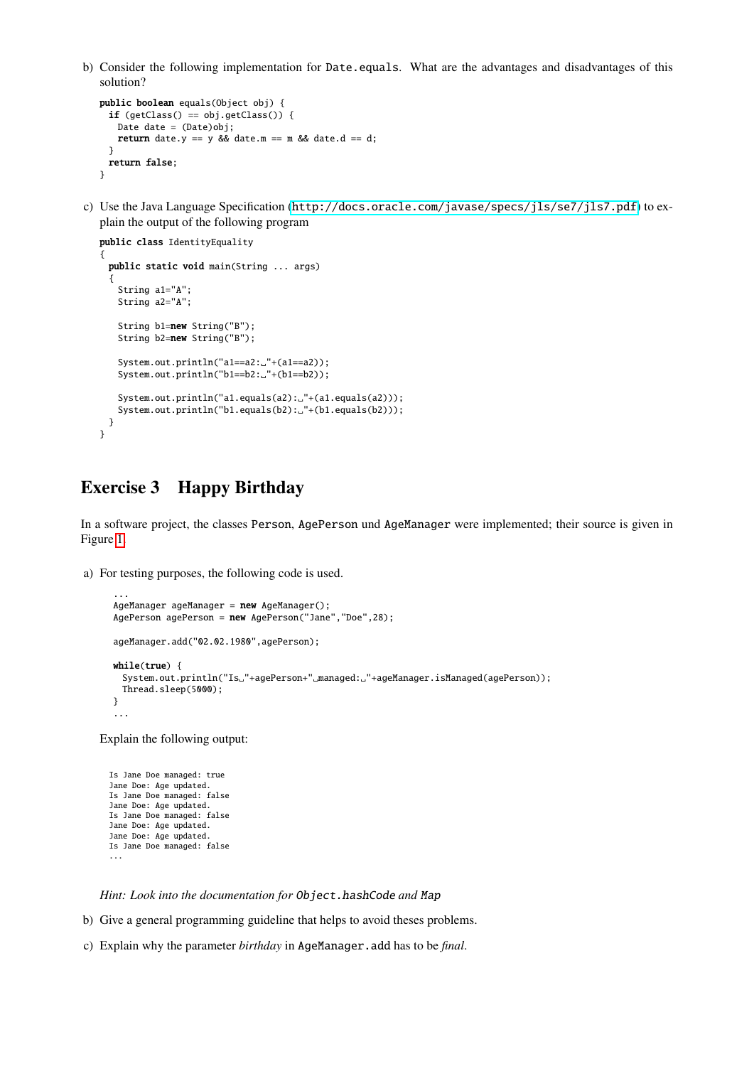b) Consider the following implementation for `Date.equals`. What are the advantages and disadvantages of this solution?

```
public boolean equals(Object obj) {
  if (getClass() == obj.getClass()) {
    Date date = (Date)obj;
    return date.y == y && date.m == m && date.d == d;
  }
  return false;
}
```

c) Use the Java Language Specification (http://docs.oracle.com/javase/specs/jls/se7/jls7.pdf) to explain the output of the following program

```
public class IdentityEquality
{
  public static void main(String ... args)
  {
    String a1="A";
    String a2="A";

    String b1=new String("B");
    String b2=new String("B");

    System.out.println("a1==a2: "+(a1==a2));
    System.out.println("b1==b2: "+(b1==b2));

    System.out.println("a1.equals(a2): "+(a1.equals(a2)));
    System.out.println("b1.equals(b2): "+(b1.equals(b2)));
  }
}
```

## Exercise 3 Happy Birthday

In a software project, the classes `Person`, `AgePerson` und `AgeManager` were implemented; their source is given in Figure 1.

a) For testing purposes, the following code is used.

```
...
AgeManager ageManager = new AgeManager();
AgePerson agePerson = new AgePerson("Jane","Doe",28);

ageManager.add("02.02.1980",agePerson);

while(true) {
  System.out.println("Is "+agePerson+" managed: "+ageManager.isManaged(agePerson));
  Thread.sleep(5000);
}
...
```

Explain the following output:

```
Is Jane Doe managed: true
Jane Doe: Age updated.
Is Jane Doe managed: false
Jane Doe: Age updated.
Is Jane Doe managed: false
Jane Doe: Age updated.
Jane Doe: Age updated.
Is Jane Doe managed: false
...
```

*Hint: Look into the documentation for `Object.hashCode` and `Map`*

b) Give a general programming guideline that helps to avoid theses problems.

c) Explain why the parameter *birthday* in `AgeManager.add` has to be *final*.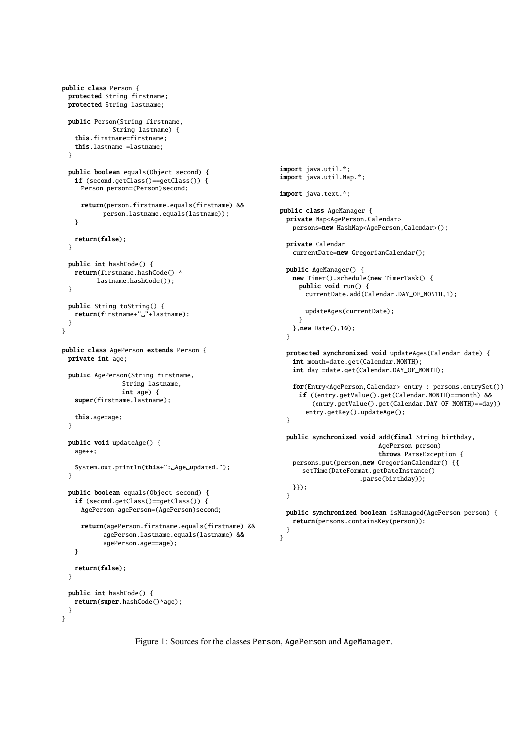```java
public class Person {
  protected String firstname;
  protected String lastname;

  public Person(String firstname,
             String lastname) {
    this.firstname=firstname;
    this.lastname =lastname;
  }

  public boolean equals(Object second) {
    if (second.getClass()==getClass()) {
      Person person=(Person)second;

      return(person.firstname.equals(firstname) &&
            person.lastname.equals(lastname));
    }

    return(false);
  }

  public int hashCode() {
    return(firstname.hashCode() ^
          lastname.hashCode());
  }

  public String toString() {
    return(firstname+" "+lastname);
  }
}

public class AgePerson extends Person {
  private int age;

  public AgePerson(String firstname,
                 String lastname,
                 int age) {
    super(firstname,lastname);

    this.age=age;
  }

  public void updateAge() {
    age++;

    System.out.println(this+": Age updated.");
  }

  public boolean equals(Object second) {
    if (second.getClass()==getClass()) {
      AgePerson agePerson=(AgePerson)second;

      return(agePerson.firstname.equals(firstname) &&
            agePerson.lastname.equals(lastname) &&
            agePerson.age==age);
    }

    return(false);
  }

  public int hashCode() {
    return(super.hashCode()^age);
  }
}
```

```java
import java.util.*;
import java.util.Map.*;

import java.text.*;

public class AgeManager {
  private Map<AgePerson,Calendar>
    persons=new HashMap<AgePerson,Calendar>();

  private Calendar
    currentDate=new GregorianCalendar();

  public AgeManager() {
    new Timer().schedule(new TimerTask() {
      public void run() {
        currentDate.add(Calendar.DAY_OF_MONTH,1);

        updateAges(currentDate);
      }
    },new Date(),10);
  }

  protected synchronized void updateAges(Calendar date) {
    int month=date.get(Calendar.MONTH);
    int day =date.get(Calendar.DAY_OF_MONTH);

    for(Entry<AgePerson,Calendar> entry : persons.entrySet())
      if ((entry.getValue().get(Calendar.MONTH)==month) &&
          (entry.getValue().get(Calendar.DAY_OF_MONTH)==day))
        entry.getKey().updateAge();
  }

  public synchronized void add(final String birthday,
                             AgePerson person)
                             throws ParseException {
    persons.put(person,new GregorianCalendar() {{
       setTime(DateFormat.getDateInstance()
                      .parse(birthday));
    }});
  }

  public synchronized boolean isManaged(AgePerson person) {
    return(persons.containsKey(person));
  }
}
```

Figure 1: Sources for the classes Person, AgePerson and AgeManager.